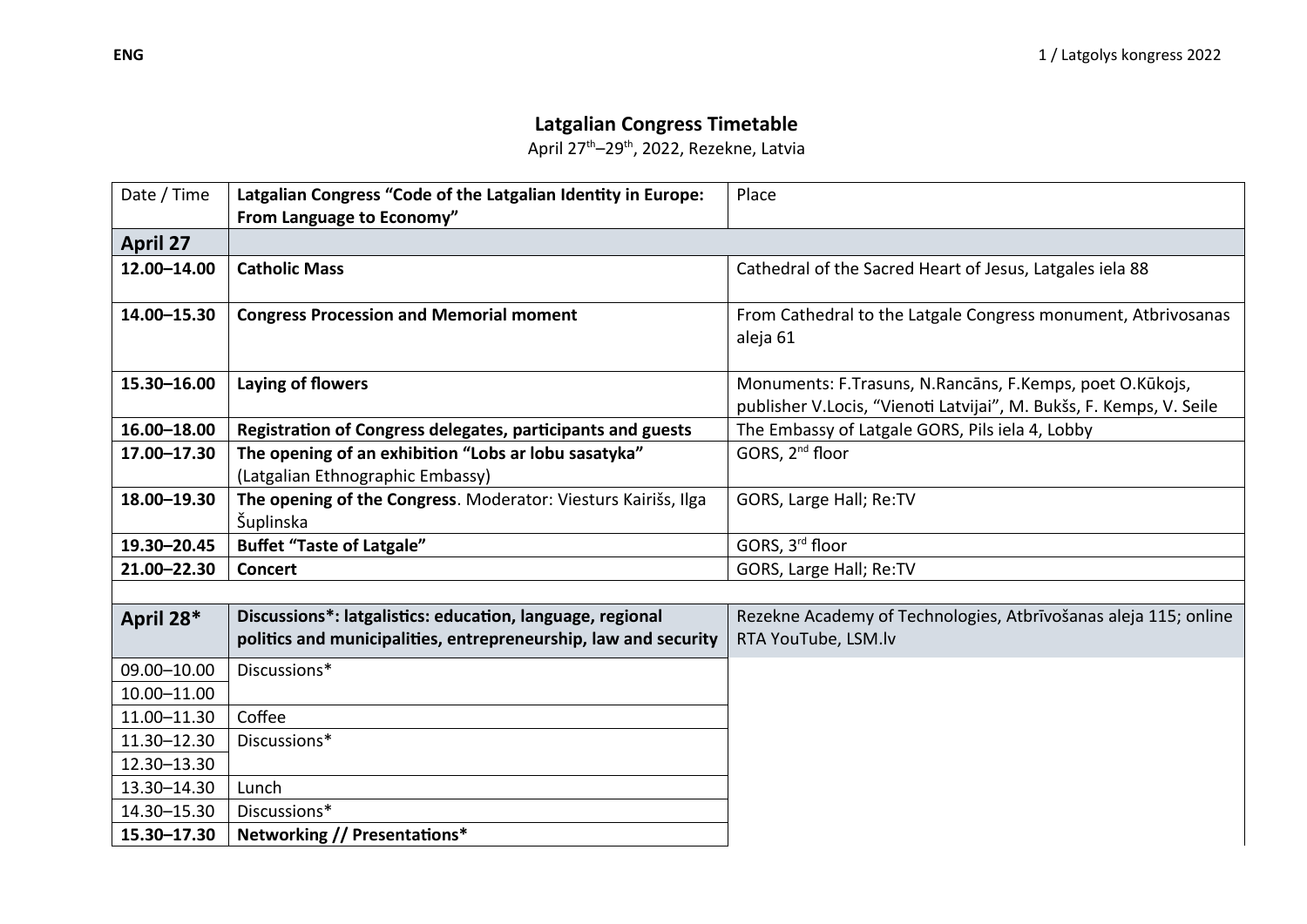# Latgalian Congress Timetable

April 27th–29th, 2022, Rezekne, Latvia

| Date / Time | **Latgalian Congress "Code of the Latgalian Identity in Europe: From Language to Economy"** | Place |
|---|---|---|
| **April 27** | | |
| **12.00–14.00** | **Catholic Mass** | Cathedral of the Sacred Heart of Jesus, Latgales iela 88 |
| **14.00–15.30** | **Congress Procession and Memorial moment** | From Cathedral to the Latgale Congress monument, Atbrivosanas aleja 61 |
| **15.30–16.00** | **Laying of flowers** | Monuments: F.Trasuns, N.Rancāns, F.Kemps, poet O.Kūkojs, publisher V.Locis, "Vienoti Latvijai", M. Bukšs, F. Kemps, V. Seile |
| **16.00–18.00** | **Registration of Congress delegates, participants and guests** | The Embassy of Latgale GORS, Pils iela 4, Lobby |
| **17.00–17.30** | **The opening of an exhibition "Lobs ar lobu sasatyka"** (Latgalian Ethnographic Embassy) | GORS, 2nd floor |
| **18.00–19.30** | **The opening of the Congress**. Moderator: Viesturs Kairišs, Ilga Šuplinska | GORS, Large Hall; Re:TV |
| **19.30–20.45** | **Buffet "Taste of Latgale"** | GORS, 3rd floor |
| **21.00–22.30** | **Concert** | GORS, Large Hall; Re:TV |
| | | |
| **April 28*** | **Discussions*: latgalistics: education, language, regional politics and municipalities, entrepreneurship, law and security** | Rezekne Academy of Technologies, Atbrīvošanas aleja 115; online RTA YouTube, LSM.lv |
| 09.00–10.00 | Discussions* | |
| 10.00–11.00 | | |
| 11.00–11.30 | Coffee | |
| 11.30–12.30 | Discussions* | |
| 12.30–13.30 | | |
| 13.30–14.30 | Lunch | |
| 14.30–15.30 | Discussions* | |
| **15.30–17.30** | **Networking // Presentations*** | |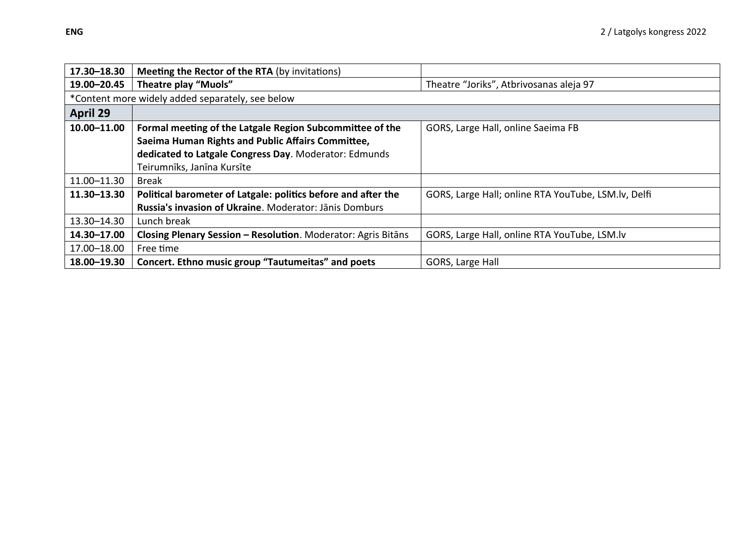| | | |
|---|---|---|
| **17.30–18.30** | **Meeting the Rector of the RTA** (by invitations) | |
| **19.00–20.45** | **Theatre play "Muols"** | Theatre "Joriks", Atbrivosanas aleja 97 |
| *Content more widely added separately, see below | | |
| **April 29** | | |
| **10.00–11.00** | **Formal meeting of the Latgale Region Subcommittee of the Saeima Human Rights and Public Affairs Committee, dedicated to Latgale Congress Day**. Moderator: Edmunds Teirumnīks, Janīna Kursīte | GORS, Large Hall, online Saeima FB |
| 11.00–11.30 | Break | |
| **11.30–13.30** | **Political barometer of Latgale: politics before and after the Russia's invasion of Ukraine**. Moderator: Jānis Domburs | GORS, Large Hall; online RTA YouTube, LSM.lv, Delfi |
| 13.30–14.30 | Lunch break | |
| **14.30–17.00** | **Closing Plenary Session – Resolution**. Moderator: Agris Bitāns | GORS, Large Hall, online RTA YouTube, LSM.lv |
| 17.00–18.00 | Free time | |
| **18.00–19.30** | **Concert. Ethno music group "Tautumeitas" and poets** | GORS, Large Hall |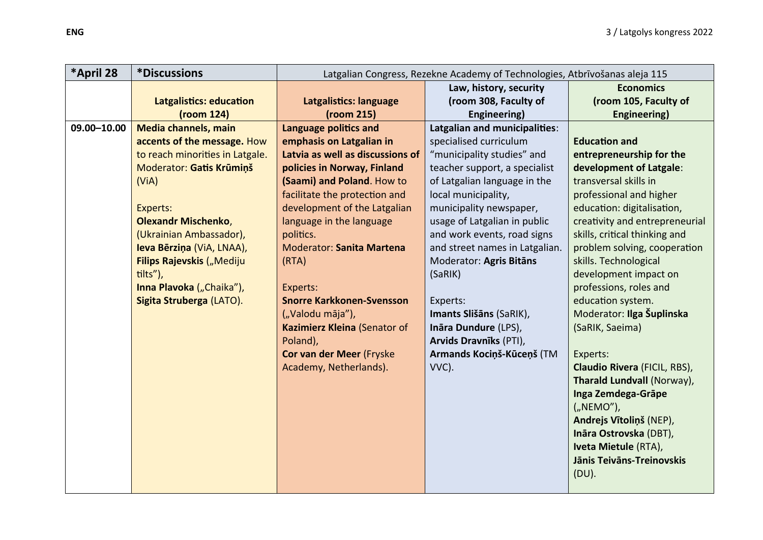| *April 28 | *Discussions | Latgalian Congress, Rezekne Academy of Technologies, Atbrīvošanas aleja 115 | | |
|---|---|---|---|---|
| | **Latgalistics: education (room 124)** | **Latgalistics: language (room 215)** | **Law, history, security (room 308, Faculty of Engineering)** | **Economics (room 105, Faculty of Engineering)** |
| 09.00–10.00 | **Media channels, main accents of the message.** How to reach minorities in Latgale. Moderator: **Gatis Krūmiņš** (ViA)<br><br>Experts:<br>**Olexandr Mischenko**, (Ukrainian Ambassador),<br>**Ieva Bērziņa** (ViA, LNAA),<br>**Filips Rajevskis** („Mediju tilts"),<br>**Inna Plavoka** („Chaika"),<br>**Sigita Struberga** (LATO). | **Language politics and emphasis on Latgalian in Latvia as well as discussions of policies in Norway, Finland (Saami) and Poland**. How to facilitate the protection and development of the Latgalian language in the language politics.<br>Moderator: **Sanita Martena** (RTA)<br><br>Experts:<br>**Snorre Karkkonen-Svensson** („Valodu māja"),<br>**Kazimierz Kleina** (Senator of Poland),<br>**Cor van der Meer** (Fryske Academy, Netherlands). | **Latgalian and municipalities**: specialised curriculum "municipality studies" and teacher support, a specialist of Latgalian language in the local municipality, municipality newspaper, usage of Latgalian in public and work events, road signs and street names in Latgalian.<br>Moderator: **Agris Bitāns** (SaRIK)<br><br>Experts:<br>**Imants Slišāns** (SaRIK),<br>**Ināra Dundure** (LPS),<br>**Arvids Dravnīks** (PTI),<br>**Armands Kociņš-Kūceņš** (TM VVC). | **Education and entrepreneurship for the development of Latgale**: transversal skills in professional and higher education: digitalisation, creativity and entrepreneurial skills, critical thinking and problem solving, cooperation skills. Technological development impact on professions, roles and education system.<br>Moderator: **Ilga Šuplinska** (SaRIK, Saeima)<br><br>Experts:<br>**Claudio Rivera** (FICIL, RBS),<br>**Tharald Lundvall** (Norway),<br>**Inga Zemdega-Grāpe** („NEMO"),<br>**Andrejs Vītoliņš** (NEP),<br>**Ināra Ostrovska** (DBT),<br>**Iveta Mietule** (RTA),<br>**Jānis Teivāns-Treinovskis** (DU). |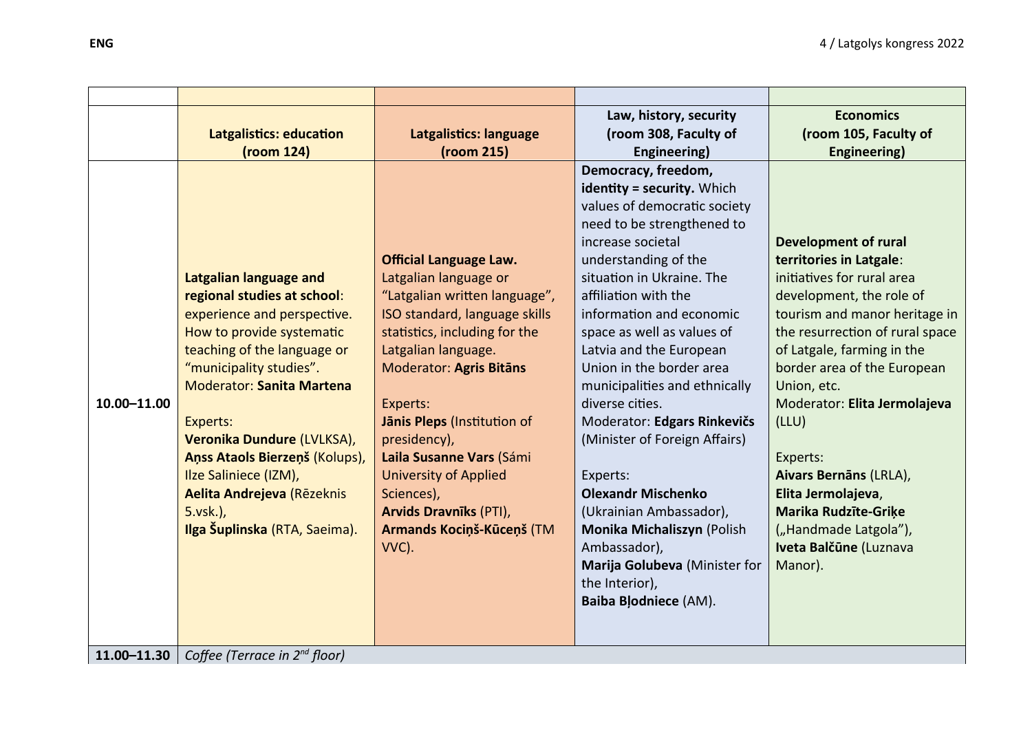|  |  |  |  |  |
|---|---|---|---|---|
|  | **Latgalistics: education (room 124)** | **Latgalistics: language (room 215)** | **Law, history, security (room 308, Faculty of Engineering)** | **Economics (room 105, Faculty of Engineering)** |
| **10.00–11.00** | **Latgalian language and regional studies at school**: experience and perspective. How to provide systematic teaching of the language or "municipality studies". Moderator: **Sanita Martena**<br><br>Experts:<br>**Veronika Dundure** (LVLKSA),<br>**Aņss Ataols Bierzeņš** (Kolups),<br>Ilze Saliniece (IZM),<br>**Aelita Andrejeva** (Rēzeknis 5.vsk.),<br>**Ilga Šuplinska** (RTA, Saeima). | **Official Language Law.** Latgalian language or "Latgalian written language", ISO standard, language skills statistics, including for the Latgalian language. Moderator: **Agris Bitāns**<br><br>Experts:<br>**Jānis Pleps** (Institution of presidency),<br>**Laila Susanne Vars** (Sámi University of Applied Sciences),<br>**Arvids Dravnīks** (PTI),<br>**Armands Kociņš-Kūceņš** (TM VVC). | **Democracy, freedom, identity = security.** Which values of democratic society need to be strengthened to increase societal understanding of the situation in Ukraine. The affiliation with the information and economic space as well as values of Latvia and the European Union in the border area municipalities and ethnically diverse cities. Moderator: **Edgars Rinkevičs** (Minister of Foreign Affairs)<br><br>Experts:<br>**Olexandr Mischenko** (Ukrainian Ambassador),<br>**Monika Michaliszyn** (Polish Ambassador),<br>**Marija Golubeva** (Minister for the Interior),<br>**Baiba Bļodniece** (AM). | **Development of rural territories in Latgale**: initiatives for rural area development, the role of tourism and manor heritage in the resurrection of rural space of Latgale, farming in the border area of the European Union, etc. Moderator: **Elita Jermolajeva** (LLU)<br><br>Experts:<br>**Aivars Bernāns** (LRLA),<br>**Elita Jermolajeva**,<br>**Marika Rudzīte-Griķe** („Handmade Latgola"),<br>**Iveta Balčūne** (Luznava Manor). |
| **11.00–11.30** | *Coffee (Terrace in 2nd floor)* |  |  |  |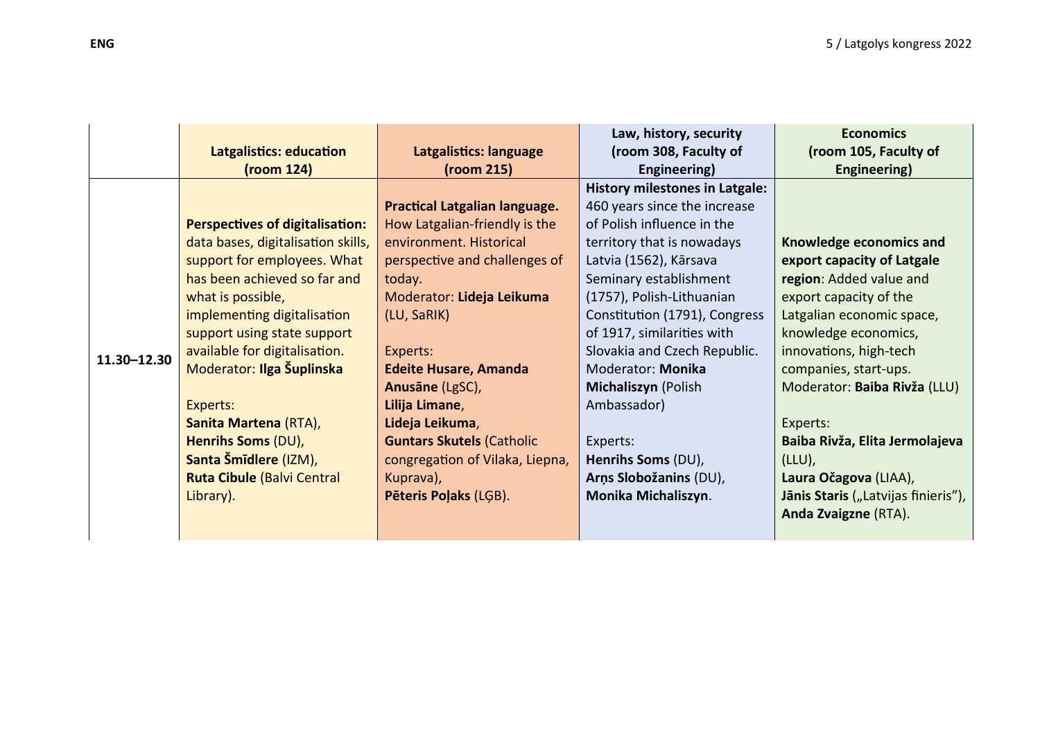| | **Latgalistics: education (room 124)** | **Latgalistics: language (room 215)** | **Law, history, security (room 308, Faculty of Engineering)** | **Economics (room 105, Faculty of Engineering)** |
|---|---|---|---|---|
| **11.30–12.30** | **Perspectives of digitalisation:** data bases, digitalisation skills, support for employees. What has been achieved so far and what is possible, implementing digitalisation support using state support available for digitalisation.<br>Moderator: **Ilga Šuplinska**<br><br>Experts:<br>**Sanita Martena** (RTA),<br>**Henrihs Soms** (DU),<br>**Santa Šmīdlere** (IZM),<br>**Ruta Cibule** (Balvi Central Library). | **Practical Latgalian language.** How Latgalian-friendly is the environment. Historical perspective and challenges of today.<br>Moderator: **Lideja Leikuma** (LU, SaRIK)<br><br>Experts:<br>**Edeite Husare, Amanda Anusāne** (LgSC),<br>**Lilija Limane**,<br>**Lideja Leikuma**,<br>**Guntars Skutels** (Catholic congregation of Vilaka, Liepna, Kuprava),<br>**Pēteris Poļaks** (LĢB). | **History milestones in Latgale:** 460 years since the increase of Polish influence in the territory that is nowadays Latvia (1562), Kārsava Seminary establishment (1757), Polish-Lithuanian Constitution (1791), Congress of 1917, similarities with Slovakia and Czech Republic.<br>Moderator: **Monika Michaliszyn** (Polish Ambassador)<br><br>Experts:<br>**Henrihs Soms** (DU),<br>**Arņs Slobožanins** (DU),<br>**Monika Michaliszyn**. | **Knowledge economics and export capacity of Latgale region**: Added value and export capacity of the Latgalian economic space, knowledge economics, innovations, high-tech companies, start-ups.<br>Moderator: **Baiba Rivža** (LLU)<br><br>Experts:<br>**Baiba Rivža, Elita Jermolajeva** (LLU),<br>**Laura Očagova** (LIAA),<br>**Jānis Staris** („Latvijas finieris"),<br>**Anda Zvaigzne** (RTA). |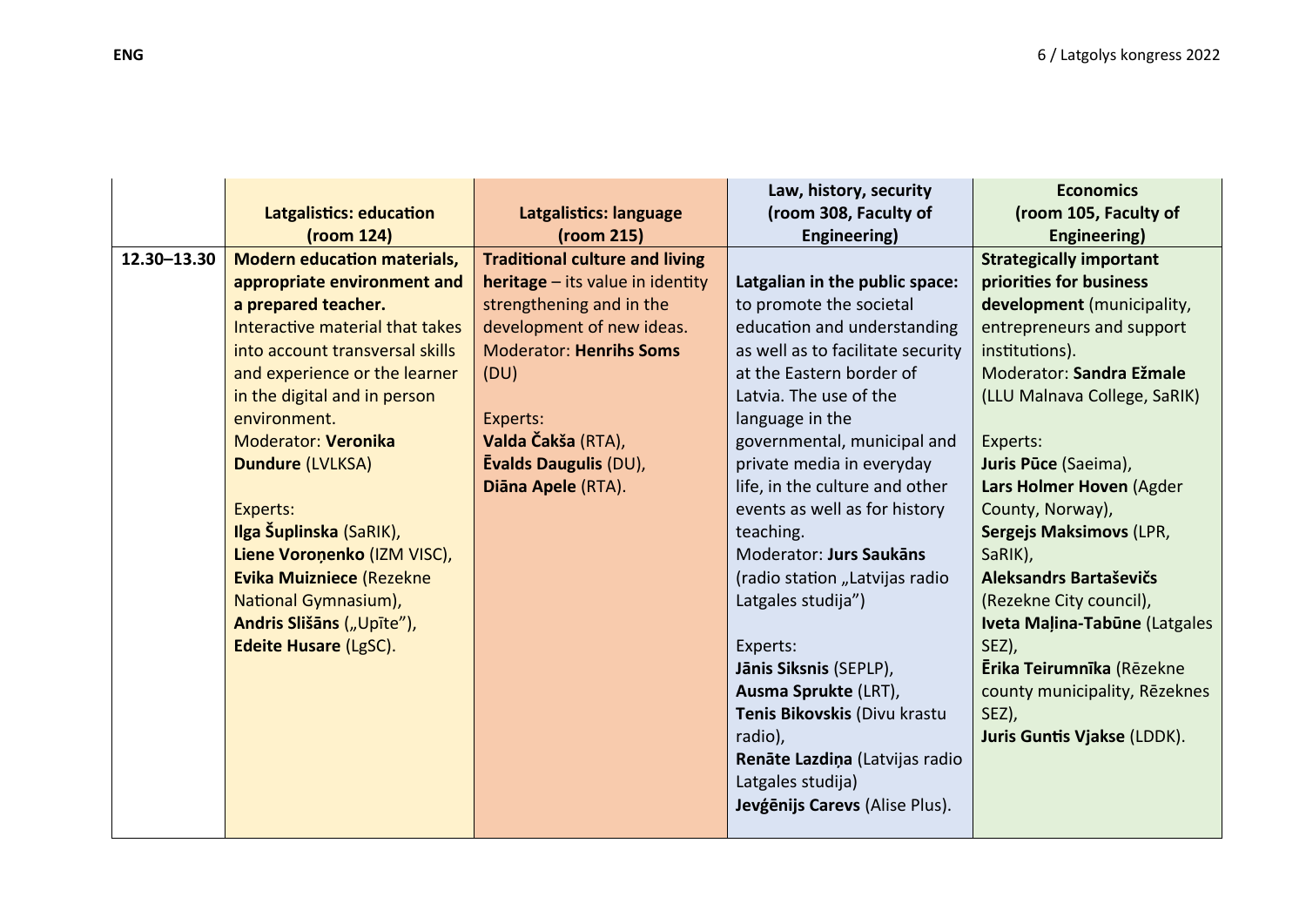| | Latgalistics: education (room 124) | Latgalistics: language (room 215) | Law, history, security (room 308, Faculty of Engineering) | Economics (room 105, Faculty of Engineering) |
|---|---|---|---|---|
| 12.30–13.30 | **Modern education materials, appropriate environment and a prepared teacher.** Interactive material that takes into account transversal skills and experience or the learner in the digital and in person environment. Moderator: **Veronika Dundure** (LVLKSA)<br><br>Experts:<br>**Ilga Šuplinska** (SaRIK),<br>**Liene Voroņenko** (IZM VISC),<br>**Evika Muizniece** (Rezekne National Gymnasium),<br>**Andris Slišāns** („Upīte"),<br>**Edeite Husare** (LgSC). | **Traditional culture and living heritage** – its value in identity strengthening and in the development of new ideas. Moderator: **Henrihs Soms** (DU)<br><br>Experts:<br>**Valda Čakša** (RTA),<br>**Ēvalds Daugulis** (DU),<br>**Diāna Apele** (RTA). | **Latgalian in the public space:** to promote the societal education and understanding as well as to facilitate security at the Eastern border of Latvia. The use of the language in the governmental, municipal and private media in everyday life, in the culture and other events as well as for history teaching. Moderator: **Jurs Saukāns** (radio station „Latvijas radio Latgales studija")<br><br>Experts:<br>**Jānis Siksnis** (SEPLP),<br>**Ausma Sprukte** (LRT),<br>**Tenis Bikovskis** (Divu krastu radio),<br>**Renāte Lazdiņa** (Latvijas radio Latgales studija)<br>**Jevģēnijs Carevs** (Alise Plus). | **Strategically important priorities for business development** (municipality, entrepreneurs and support institutions). Moderator: **Sandra Ežmale** (LLU Malnava College, SaRIK)<br><br>Experts:<br>**Juris Pūce** (Saeima),<br>**Lars Holmer Hoven** (Agder County, Norway),<br>**Sergejs Maksimovs** (LPR, SaRIK),<br>**Aleksandrs Bartaševičs** (Rezekne City council),<br>**Iveta Maļina-Tabūne** (Latgales SEZ),<br>**Ērika Teirumnīka** (Rēzekne county municipality, Rēzeknes SEZ),<br>**Juris Guntis Vjakse** (LDDK). |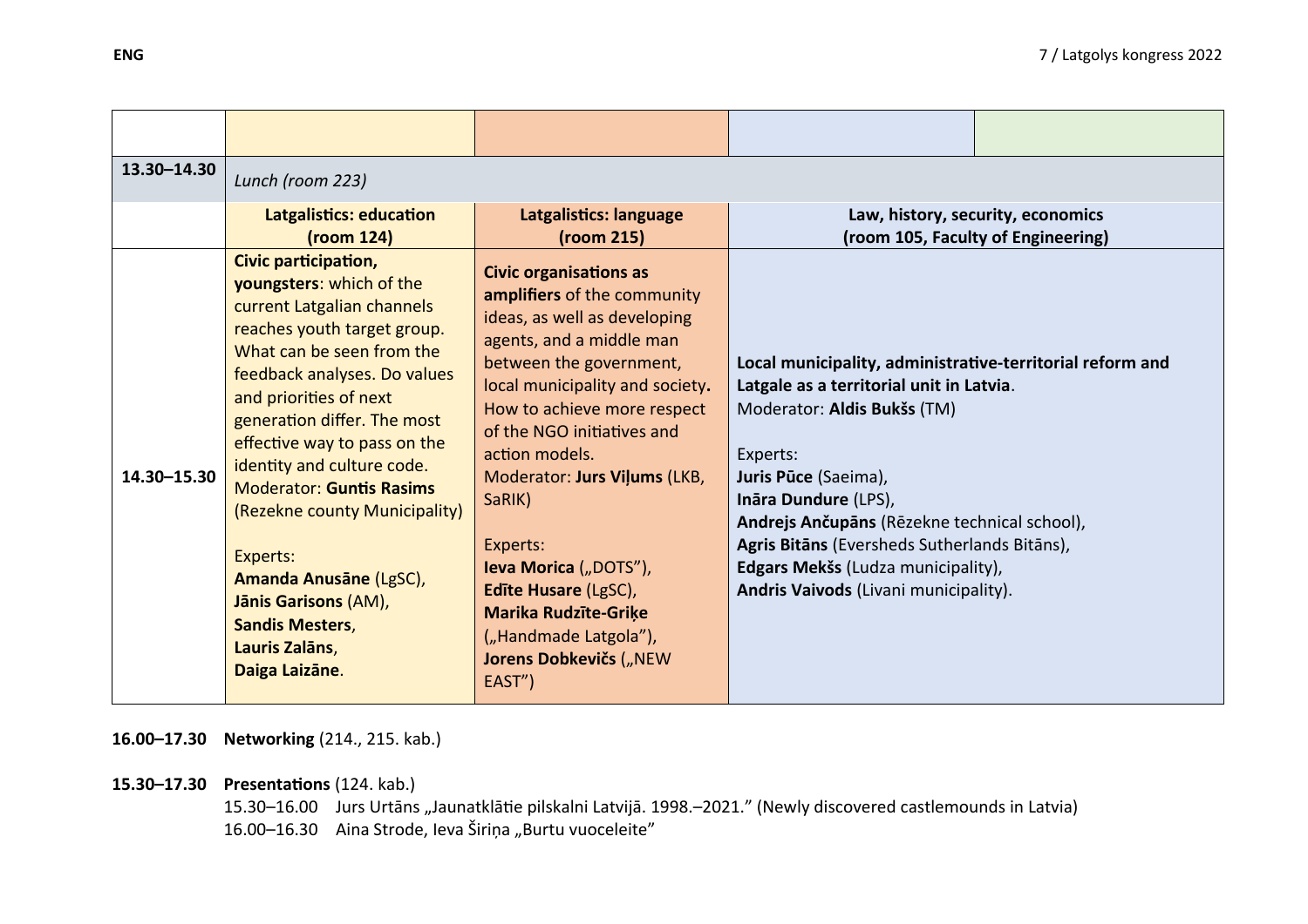| | | | | |
|---|---|---|---|---|
| | | | | |
| **13.30–14.30** | *Lunch (room 223)* | | | |
| | **Latgalistics: education (room 124)** | **Latgalistics: language (room 215)** | **Law, history, security, economics (room 105, Faculty of Engineering)** | |
| **14.30–15.30** | **Civic participation, youngsters**: which of the current Latgalian channels reaches youth target group. What can be seen from the feedback analyses. Do values and priorities of next generation differ. The most effective way to pass on the identity and culture code.<br>Moderator: **Guntis Rasims** (Rezekne county Municipality)<br><br>Experts:<br>**Amanda Anusāne** (LgSC),<br>**Jānis Garisons** (AM),<br>**Sandis Mesters**,<br>**Lauris Zalāns**,<br>**Daiga Laizāne**. | **Civic organisations as amplifiers** of the community ideas, as well as developing agents, and a middle man between the government, local municipality and society**.** How to achieve more respect of the NGO initiatives and action models.<br>Moderator: **Jurs Viļums** (LKB, SaRIK)<br><br>Experts:<br>**Ieva Morica** („DOTS"),<br>**Edīte Husare** (LgSC),<br>**Marika Rudzīte-Griķe** („Handmade Latgola"),<br>**Jorens Dobkevičs** („NEW EAST") | **Local municipality, administrative-territorial reform and Latgale as a territorial unit in Latvia**.<br>Moderator: **Aldis Bukšs** (TM)<br><br>Experts:<br>**Juris Pūce** (Saeima),<br>**Ināra Dundure** (LPS),<br>**Andrejs Ančupāns** (Rēzekne technical school),<br>**Agris Bitāns** (Eversheds Sutherlands Bitāns),<br>**Edgars Mekšs** (Ludza municipality),<br>**Andris Vaivods** (Livani municipality). | |

**16.00–17.30** **Networking** (214., 215. kab.)

**15.30–17.30** **Presentations** (124. kab.)

15.30–16.00 Jurs Urtāns „Jaunatklātie pilskalni Latvijā. 1998.–2021." (Newly discovered castlemounds in Latvia)

16.00–16.30 Aina Strode, Ieva Širiņa „Burtu vuoceleite"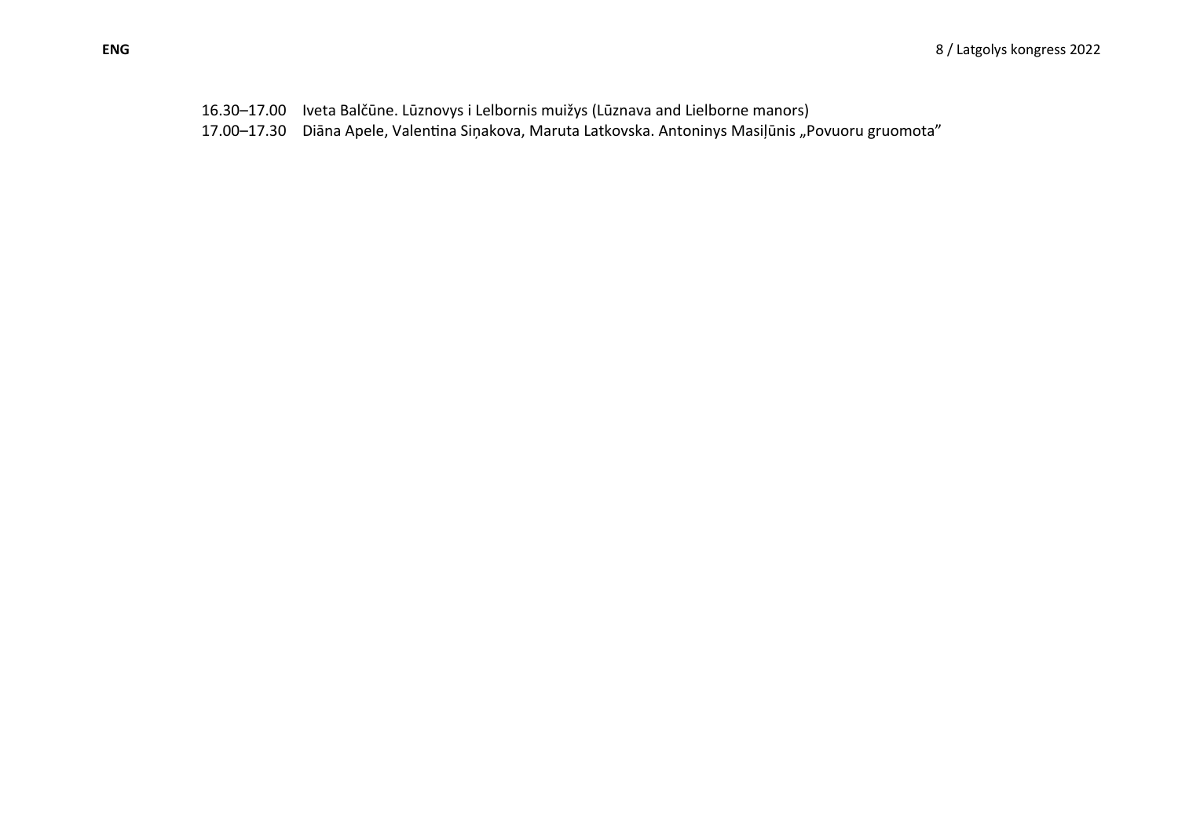16.30–17.00 Iveta Balčūne. Lūznovys i Lelbornis muižys (Lūznava and Lielborne manors)
17.00–17.30 Diāna Apele, Valentina Siņakova, Maruta Latkovska. Antoninys Masiļūnis „Povuoru gruomota"